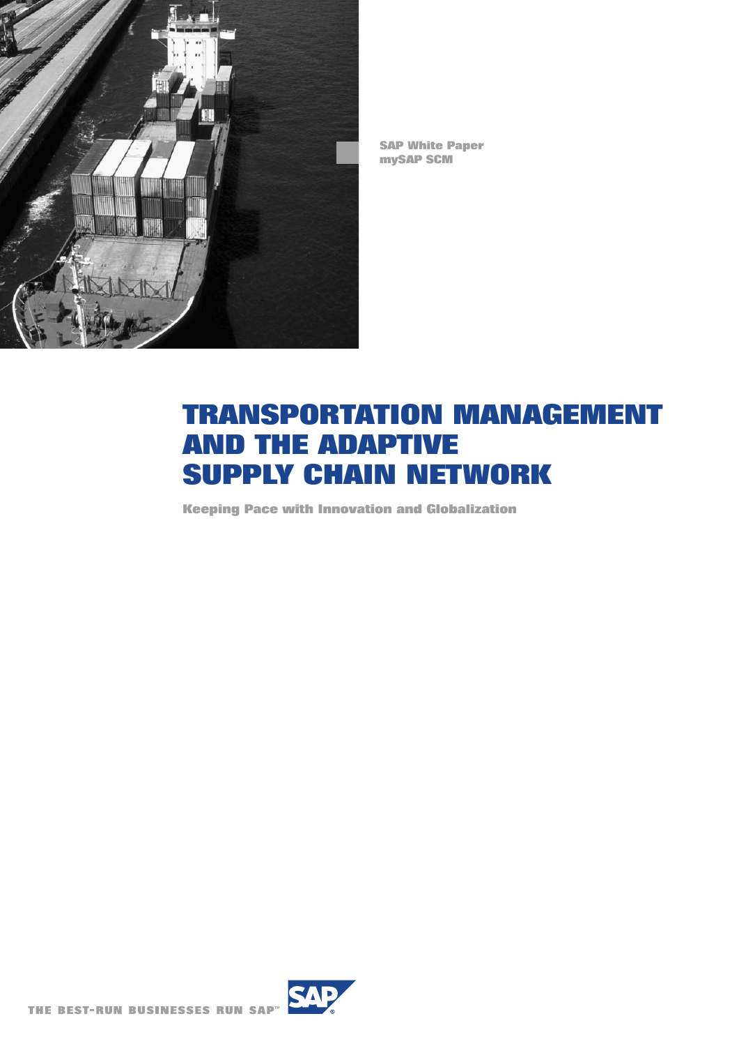SAP White Paper
mySAP SCM

# TRANSPORTATION MANAGEMENT AND THE ADAPTIVE SUPPLY CHAIN NETWORK

**Keeping Pace with Innovation and Globalization**

THE BEST-RUN BUSINESSES RUN SAP™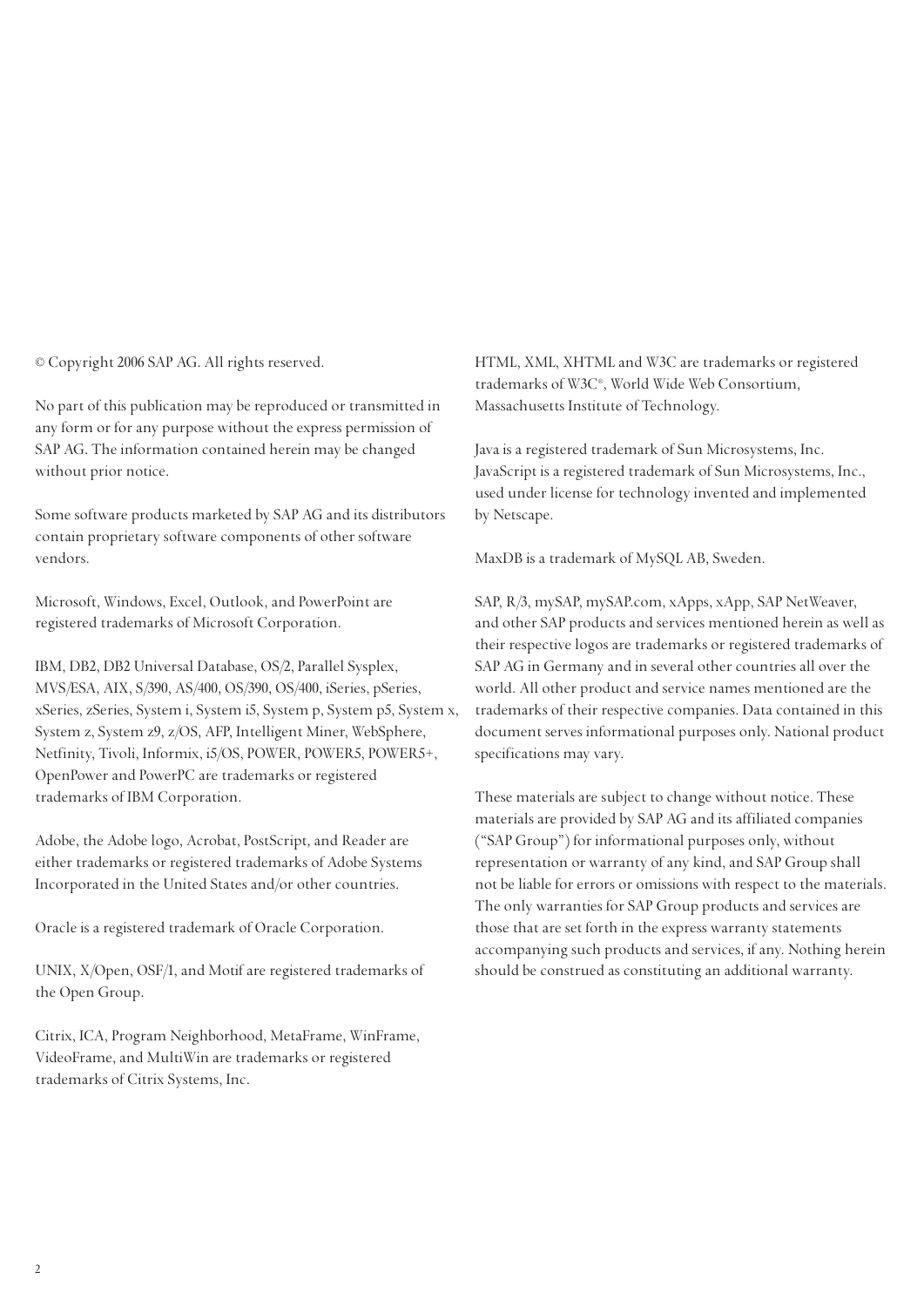© Copyright 2006 SAP AG. All rights reserved.

No part of this publication may be reproduced or transmitted in any form or for any purpose without the express permission of SAP AG. The information contained herein may be changed without prior notice.

Some software products marketed by SAP AG and its distributors contain proprietary software components of other software vendors.

Microsoft, Windows, Excel, Outlook, and PowerPoint are registered trademarks of Microsoft Corporation.

IBM, DB2, DB2 Universal Database, OS/2, Parallel Sysplex, MVS/ESA, AIX, S/390, AS/400, OS/390, OS/400, iSeries, pSeries, xSeries, zSeries, System i, System i5, System p, System p5, System x, System z, System z9, z/OS, AFP, Intelligent Miner, WebSphere, Netfinity, Tivoli, Informix, i5/OS, POWER, POWER5, POWER5+, OpenPower and PowerPC are trademarks or registered trademarks of IBM Corporation.

Adobe, the Adobe logo, Acrobat, PostScript, and Reader are either trademarks or registered trademarks of Adobe Systems Incorporated in the United States and/or other countries.

Oracle is a registered trademark of Oracle Corporation.

UNIX, X/Open, OSF/1, and Motif are registered trademarks of the Open Group.

Citrix, ICA, Program Neighborhood, MetaFrame, WinFrame, VideoFrame, and MultiWin are trademarks or registered trademarks of Citrix Systems, Inc.

HTML, XML, XHTML and W3C are trademarks or registered trademarks of W3C®, World Wide Web Consortium, Massachusetts Institute of Technology.

Java is a registered trademark of Sun Microsystems, Inc. JavaScript is a registered trademark of Sun Microsystems, Inc., used under license for technology invented and implemented by Netscape.

MaxDB is a trademark of MySQL AB, Sweden.

SAP, R/3, mySAP, mySAP.com, xApps, xApp, SAP NetWeaver, and other SAP products and services mentioned herein as well as their respective logos are trademarks or registered trademarks of SAP AG in Germany and in several other countries all over the world. All other product and service names mentioned are the trademarks of their respective companies. Data contained in this document serves informational purposes only. National product specifications may vary.

These materials are subject to change without notice. These materials are provided by SAP AG and its affiliated companies ("SAP Group") for informational purposes only, without representation or warranty of any kind, and SAP Group shall not be liable for errors or omissions with respect to the materials. The only warranties for SAP Group products and services are those that are set forth in the express warranty statements accompanying such products and services, if any. Nothing herein should be construed as constituting an additional warranty.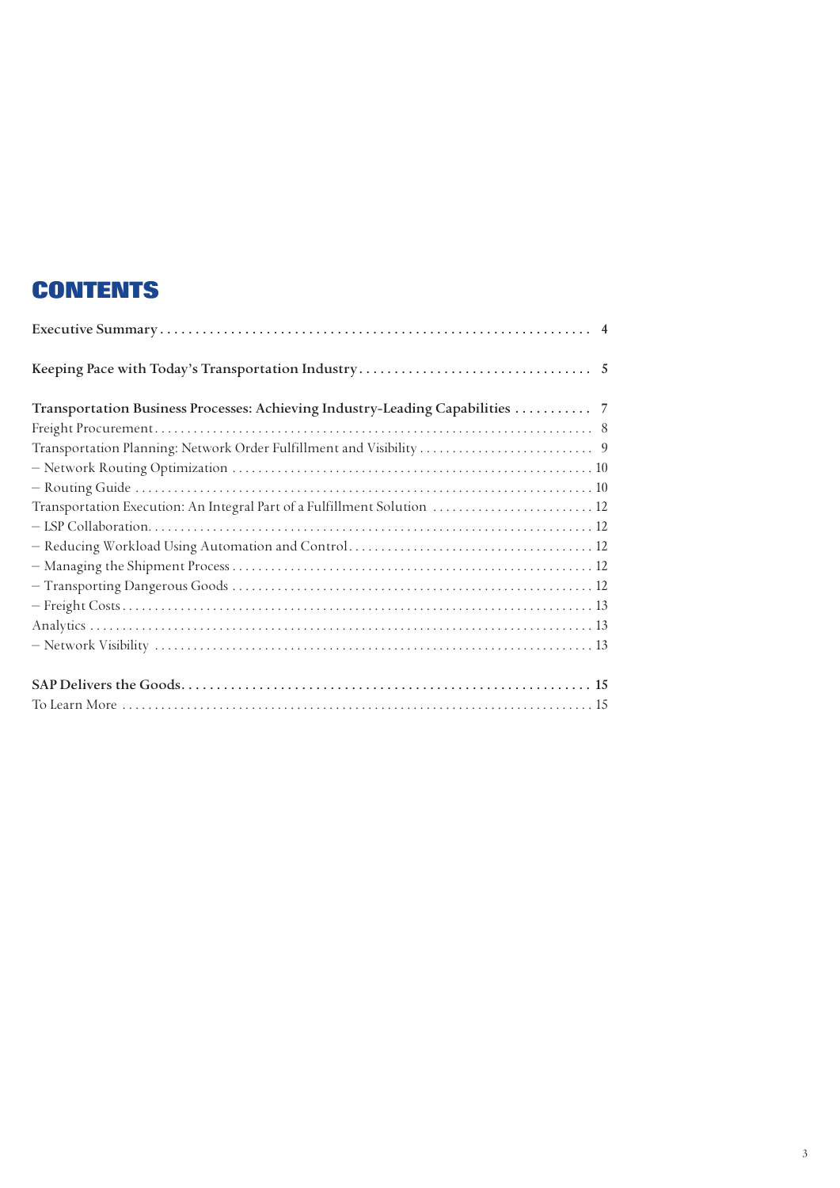# CONTENTS

**Executive Summary** . . . . . . . . . . . . . . . . . . . . . . . . . . . . . . . . . . . . . . . . . . . . . . . . . . . . . . . . . . . . 4

**Keeping Pace with Today's Transportation Industry** . . . . . . . . . . . . . . . . . . . . . . . . . . . . . . . . 5

**Transportation Business Processes: Achieving Industry-Leading Capabilities** . . . . . . . . . . . 7

Freight Procurement . . . . . . . . . . . . . . . . . . . . . . . . . . . . . . . . . . . . . . . . . . . . . . . . . . . . . . . . . . . . . 8

Transportation Planning: Network Order Fulfillment and Visibility . . . . . . . . . . . . . . . . . . . . . . . . . . . 9

– Network Routing Optimization . . . . . . . . . . . . . . . . . . . . . . . . . . . . . . . . . . . . . . . . . . . . . . . . . . . 10

– Routing Guide . . . . . . . . . . . . . . . . . . . . . . . . . . . . . . . . . . . . . . . . . . . . . . . . . . . . . . . . . . . . . . . . 10

Transportation Execution: An Integral Part of a Fulfillment Solution . . . . . . . . . . . . . . . . . . . . . . . . . 12

– LSP Collaboration. . . . . . . . . . . . . . . . . . . . . . . . . . . . . . . . . . . . . . . . . . . . . . . . . . . . . . . . . . . . . . 12

– Reducing Workload Using Automation and Control . . . . . . . . . . . . . . . . . . . . . . . . . . . . . . . . . . . . . 12

– Managing the Shipment Process . . . . . . . . . . . . . . . . . . . . . . . . . . . . . . . . . . . . . . . . . . . . . . . . . . . 12

– Transporting Dangerous Goods . . . . . . . . . . . . . . . . . . . . . . . . . . . . . . . . . . . . . . . . . . . . . . . . . . . . 12

– Freight Costs . . . . . . . . . . . . . . . . . . . . . . . . . . . . . . . . . . . . . . . . . . . . . . . . . . . . . . . . . . . . . . . . . . 13

Analytics . . . . . . . . . . . . . . . . . . . . . . . . . . . . . . . . . . . . . . . . . . . . . . . . . . . . . . . . . . . . . . . . . . . . . . 13

– Network Visibility . . . . . . . . . . . . . . . . . . . . . . . . . . . . . . . . . . . . . . . . . . . . . . . . . . . . . . . . . . . . . . 13

**SAP Delivers the Goods** . . . . . . . . . . . . . . . . . . . . . . . . . . . . . . . . . . . . . . . . . . . . . . . . . . . . . . . . **15**

To Learn More . . . . . . . . . . . . . . . . . . . . . . . . . . . . . . . . . . . . . . . . . . . . . . . . . . . . . . . . . . . . . . . . . . 15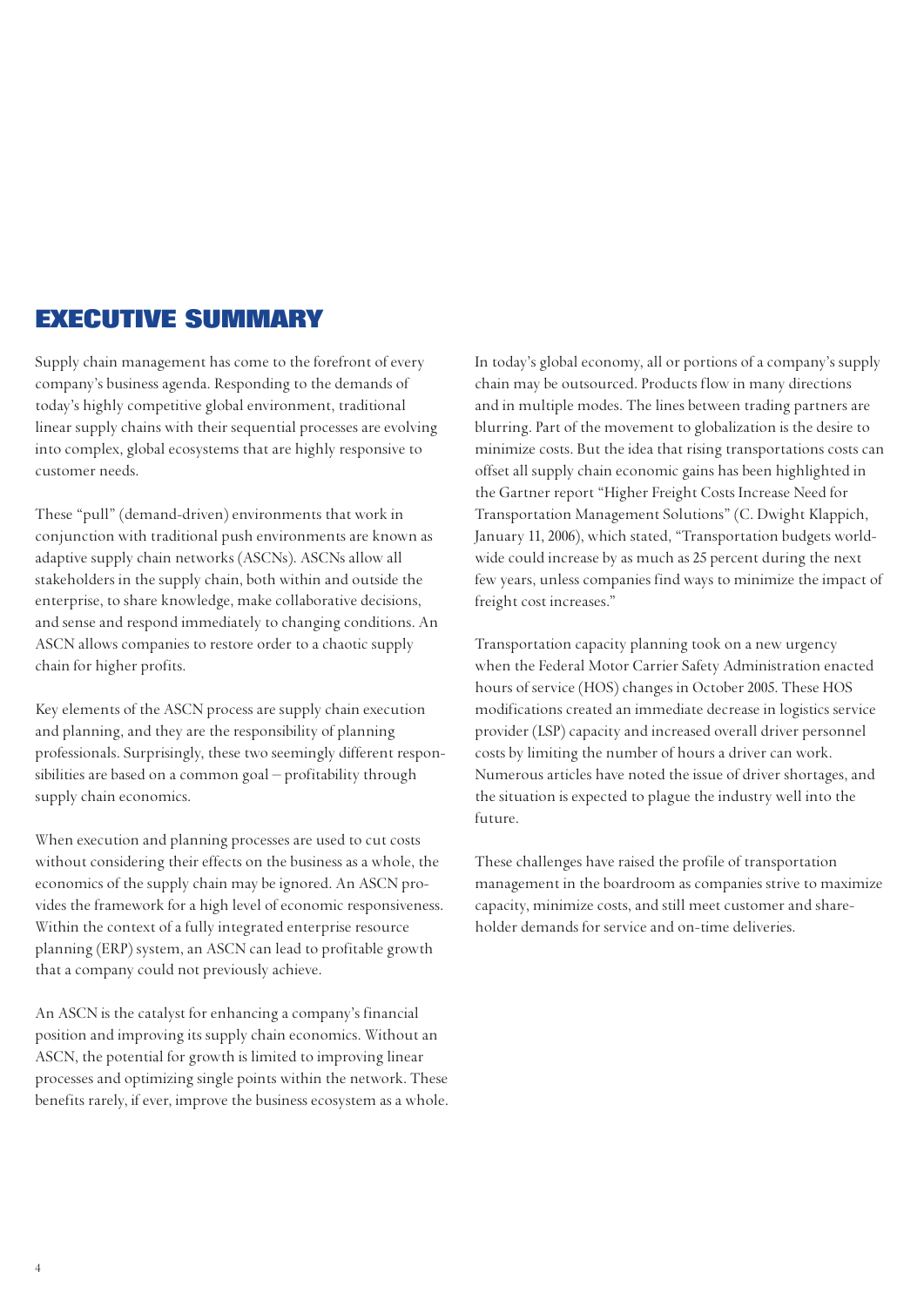# EXECUTIVE SUMMARY

Supply chain management has come to the forefront of every company's business agenda. Responding to the demands of today's highly competitive global environment, traditional linear supply chains with their sequential processes are evolving into complex, global ecosystems that are highly responsive to customer needs.

These "pull" (demand-driven) environments that work in conjunction with traditional push environments are known as adaptive supply chain networks (ASCNs). ASCNs allow all stakeholders in the supply chain, both within and outside the enterprise, to share knowledge, make collaborative decisions, and sense and respond immediately to changing conditions. An ASCN allows companies to restore order to a chaotic supply chain for higher profits.

Key elements of the ASCN process are supply chain execution and planning, and they are the responsibility of planning professionals. Surprisingly, these two seemingly different responsibilities are based on a common goal – profitability through supply chain economics.

When execution and planning processes are used to cut costs without considering their effects on the business as a whole, the economics of the supply chain may be ignored. An ASCN provides the framework for a high level of economic responsiveness. Within the context of a fully integrated enterprise resource planning (ERP) system, an ASCN can lead to profitable growth that a company could not previously achieve.

An ASCN is the catalyst for enhancing a company's financial position and improving its supply chain economics. Without an ASCN, the potential for growth is limited to improving linear processes and optimizing single points within the network. These benefits rarely, if ever, improve the business ecosystem as a whole.

In today's global economy, all or portions of a company's supply chain may be outsourced. Products flow in many directions and in multiple modes. The lines between trading partners are blurring. Part of the movement to globalization is the desire to minimize costs. But the idea that rising transportations costs can offset all supply chain economic gains has been highlighted in the Gartner report "Higher Freight Costs Increase Need for Transportation Management Solutions" (C. Dwight Klappich, January 11, 2006), which stated, "Transportation budgets worldwide could increase by as much as 25 percent during the next few years, unless companies find ways to minimize the impact of freight cost increases."

Transportation capacity planning took on a new urgency when the Federal Motor Carrier Safety Administration enacted hours of service (HOS) changes in October 2005. These HOS modifications created an immediate decrease in logistics service provider (LSP) capacity and increased overall driver personnel costs by limiting the number of hours a driver can work. Numerous articles have noted the issue of driver shortages, and the situation is expected to plague the industry well into the future.

These challenges have raised the profile of transportation management in the boardroom as companies strive to maximize capacity, minimize costs, and still meet customer and shareholder demands for service and on-time deliveries.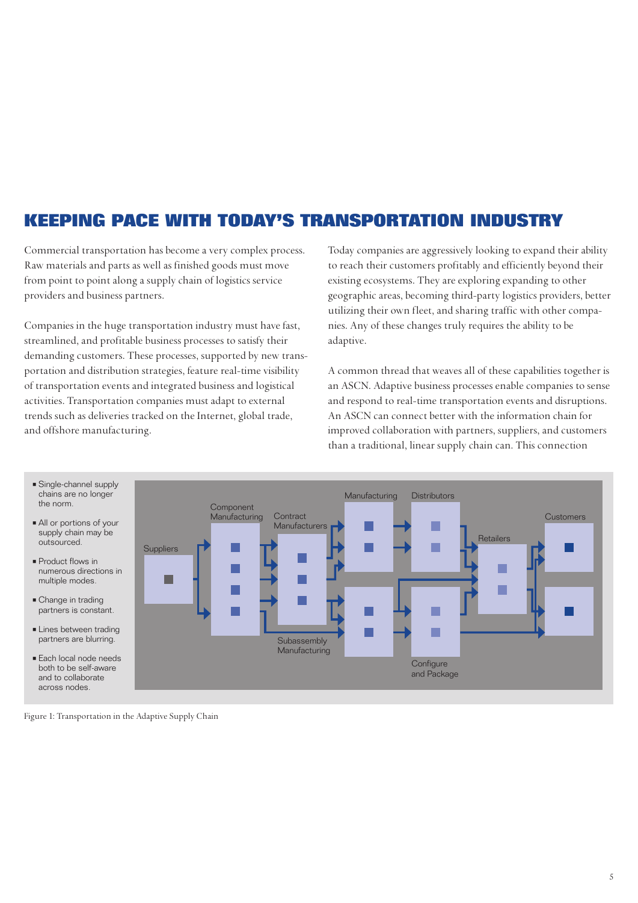## KEEPING PACE WITH TODAY'S TRANSPORTATION INDUSTRY

Commercial transportation has become a very complex process. Raw materials and parts as well as finished goods must move from point to point along a supply chain of logistics service providers and business partners.

Companies in the huge transportation industry must have fast, streamlined, and profitable business processes to satisfy their demanding customers. These processes, supported by new transportation and distribution strategies, feature real-time visibility of transportation events and integrated business and logistical activities. Transportation companies must adapt to external trends such as deliveries tracked on the Internet, global trade, and offshore manufacturing.

Today companies are aggressively looking to expand their ability to reach their customers profitably and efficiently beyond their existing ecosystems. They are exploring expanding to other geographic areas, becoming third-party logistics providers, better utilizing their own fleet, and sharing traffic with other companies. Any of these changes truly requires the ability to be adaptive.

A common thread that weaves all of these capabilities together is an ASCN. Adaptive business processes enable companies to sense and respond to real-time transportation events and disruptions. An ASCN can connect better with the information chain for improved collaboration with partners, suppliers, and customers than a traditional, linear supply chain can. This connection

- Single-channel supply chains are no longer the norm.
- All or portions of your supply chain may be outsourced.
- Product flows in numerous directions in multiple modes.
- Change in trading partners is constant.
- Lines between trading partners are blurring.
- Each local node needs both to be self-aware and to collaborate across nodes.

Suppliers | Component Manufacturing | Contract Manufacturers | Subassembly Manufacturing | Manufacturing | Distributors | Configure and Package | Retailers | Customers

Figure 1: Transportation in the Adaptive Supply Chain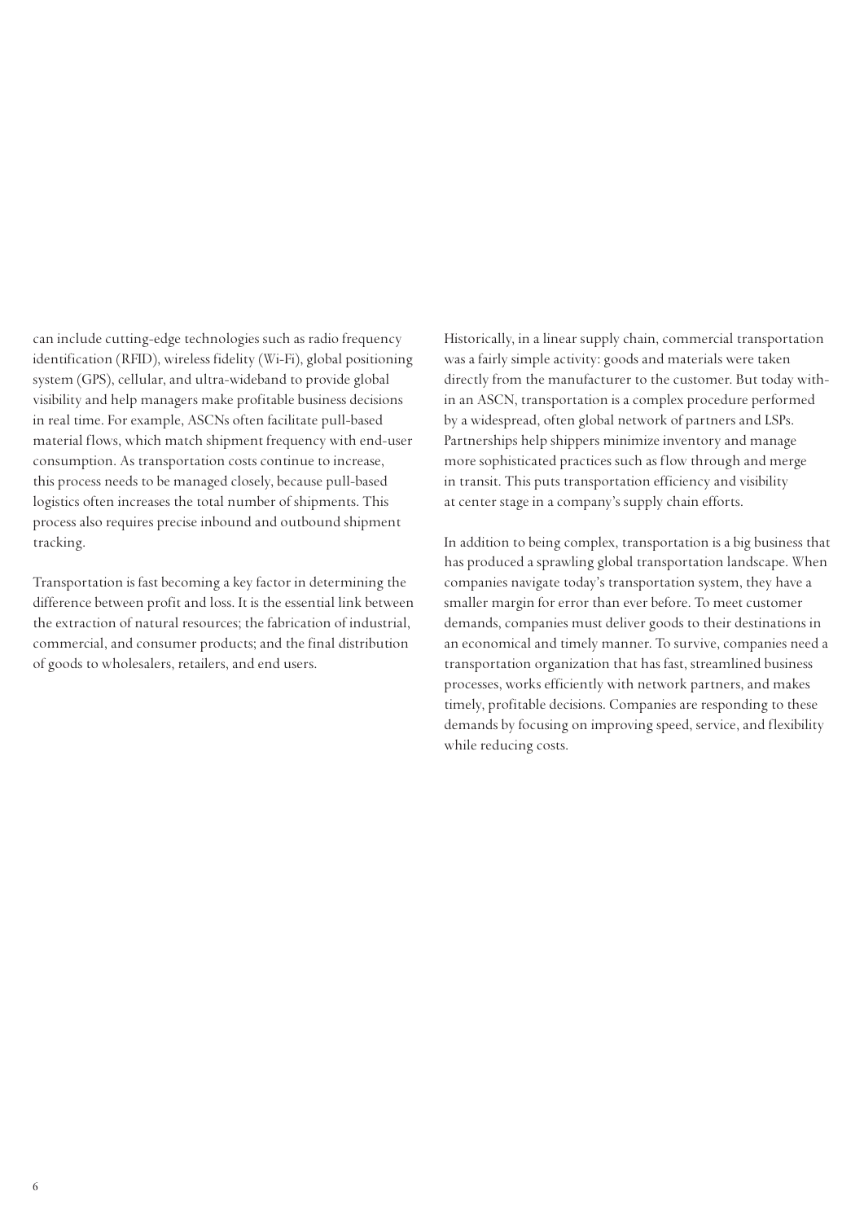can include cutting-edge technologies such as radio frequency identification (RFID), wireless fidelity (Wi-Fi), global positioning system (GPS), cellular, and ultra-wideband to provide global visibility and help managers make profitable business decisions in real time. For example, ASCNs often facilitate pull-based material flows, which match shipment frequency with end-user consumption. As transportation costs continue to increase, this process needs to be managed closely, because pull-based logistics often increases the total number of shipments. This process also requires precise inbound and outbound shipment tracking.

Transportation is fast becoming a key factor in determining the difference between profit and loss. It is the essential link between the extraction of natural resources; the fabrication of industrial, commercial, and consumer products; and the final distribution of goods to wholesalers, retailers, and end users.

Historically, in a linear supply chain, commercial transportation was a fairly simple activity: goods and materials were taken directly from the manufacturer to the customer. But today within an ASCN, transportation is a complex procedure performed by a widespread, often global network of partners and LSPs. Partnerships help shippers minimize inventory and manage more sophisticated practices such as flow through and merge in transit. This puts transportation efficiency and visibility at center stage in a company's supply chain efforts.

In addition to being complex, transportation is a big business that has produced a sprawling global transportation landscape. When companies navigate today's transportation system, they have a smaller margin for error than ever before. To meet customer demands, companies must deliver goods to their destinations in an economical and timely manner. To survive, companies need a transportation organization that has fast, streamlined business processes, works efficiently with network partners, and makes timely, profitable decisions. Companies are responding to these demands by focusing on improving speed, service, and flexibility while reducing costs.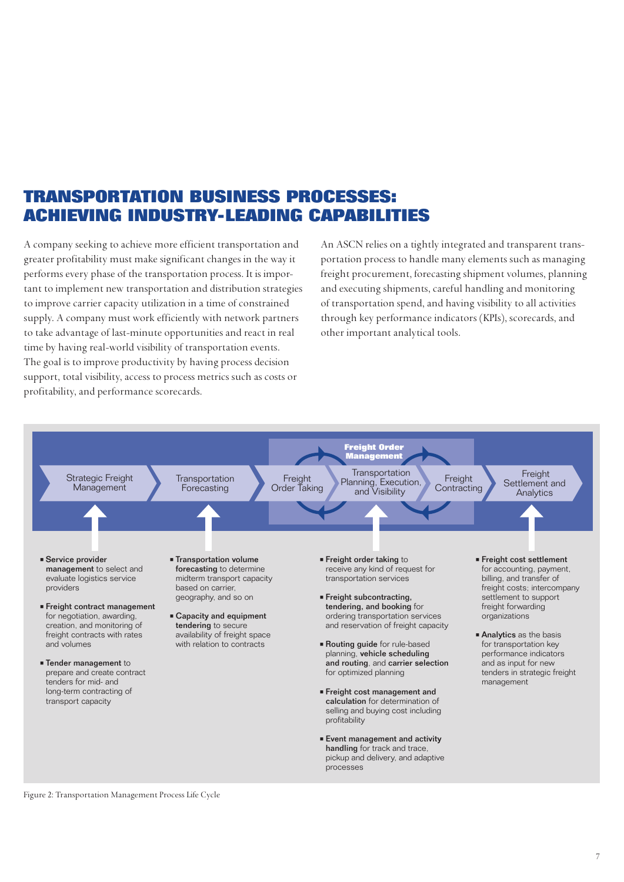# TRANSPORTATION BUSINESS PROCESSES: ACHIEVING INDUSTRY-LEADING CAPABILITIES

A company seeking to achieve more efficient transportation and greater profitability must make significant changes in the way it performs every phase of the transportation process. It is important to implement new transportation and distribution strategies to improve carrier capacity utilization in a time of constrained supply. A company must work efficiently with network partners to take advantage of last-minute opportunities and react in real time by having real-world visibility of transportation events. The goal is to improve productivity by having process decision support, total visibility, access to process metrics such as costs or profitability, and performance scorecards.

An ASCN relies on a tightly integrated and transparent transportation process to handle many elements such as managing freight procurement, forecasting shipment volumes, planning and executing shipments, careful handling and monitoring of transportation spend, and having visibility to all activities through key performance indicators (KPIs), scorecards, and other important analytical tools.

Strategic Freight Management → Transportation Forecasting → [**Freight Order Management**: Freight Order Taking → Transportation Planning, Execution, and Visibility → Freight Contracting] → Freight Settlement and Analytics

**Strategic Freight Management**

- **Service provider management** to select and evaluate logistics service providers
- **Freight contract management** for negotiation, awarding, creation, and monitoring of freight contracts with rates and volumes
- **Tender management** to prepare and create contract tenders for mid- and long-term contracting of transport capacity

**Transportation Forecasting**

- **Transportation volume forecasting** to determine midterm transport capacity based on carrier, geography, and so on
- **Capacity and equipment tendering** to secure availability of freight space with relation to contracts

**Freight Order Management**

- **Freight order taking** to receive any kind of request for transportation services
- **Freight subcontracting, tendering, and booking** for ordering transportation services and reservation of freight capacity
- **Routing guide** for rule-based planning, **vehicle scheduling and routing**, and **carrier selection** for optimized planning
- **Freight cost management and calculation** for determination of selling and buying cost including profitability
- **Event management and activity handling** for track and trace, pickup and delivery, and adaptive processes

**Freight Settlement and Analytics**

- **Freight cost settlement** for accounting, payment, billing, and transfer of freight costs; intercompany settlement to support freight forwarding organizations
- **Analytics** as the basis for transportation key performance indicators and as input for new tenders in strategic freight management

Figure 2: Transportation Management Process Life Cycle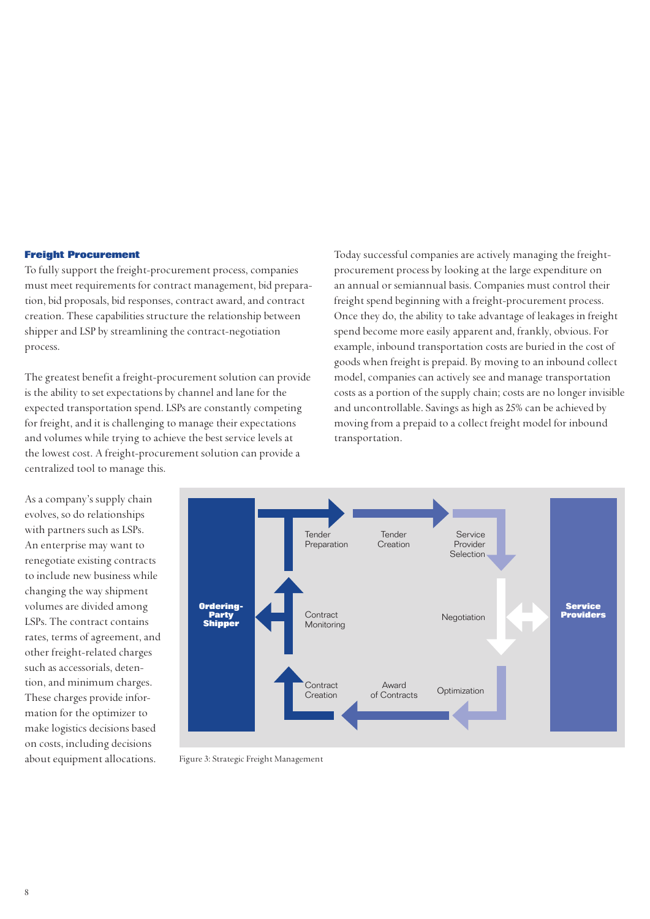## Freight Procurement

To fully support the freight-procurement process, companies must meet requirements for contract management, bid preparation, bid proposals, bid responses, contract award, and contract creation. These capabilities structure the relationship between shipper and LSP by streamlining the contract-negotiation process.

The greatest benefit a freight-procurement solution can provide is the ability to set expectations by channel and lane for the expected transportation spend. LSPs are constantly competing for freight, and it is challenging to manage their expectations and volumes while trying to achieve the best service levels at the lowest cost. A freight-procurement solution can provide a centralized tool to manage this.

Today successful companies are actively managing the freight-procurement process by looking at the large expenditure on an annual or semiannual basis. Companies must control their freight spend beginning with a freight-procurement process. Once they do, the ability to take advantage of leakages in freight spend become more easily apparent and, frankly, obvious. For example, inbound transportation costs are buried in the cost of goods when freight is prepaid. By moving to an inbound collect model, companies can actively see and manage transportation costs as a portion of the supply chain; costs are no longer invisible and uncontrollable. Savings as high as 25% can be achieved by moving from a prepaid to a collect freight model for inbound transportation.

As a company's supply chain evolves, so do relationships with partners such as LSPs. An enterprise may want to renegotiate existing contracts to include new business while changing the way shipment volumes are divided among LSPs. The contract contains rates, terms of agreement, and other freight-related charges such as accessorials, detention, and minimum charges. These charges provide information for the optimizer to make logistics decisions based on costs, including decisions about equipment allocations.

Ordering-Party Shipper | Tender Preparation | Tender Creation | Service Provider Selection | Contract Monitoring | Negotiation | Service Providers | Contract Creation | Award of Contracts | Optimization

Figure 3: Strategic Freight Management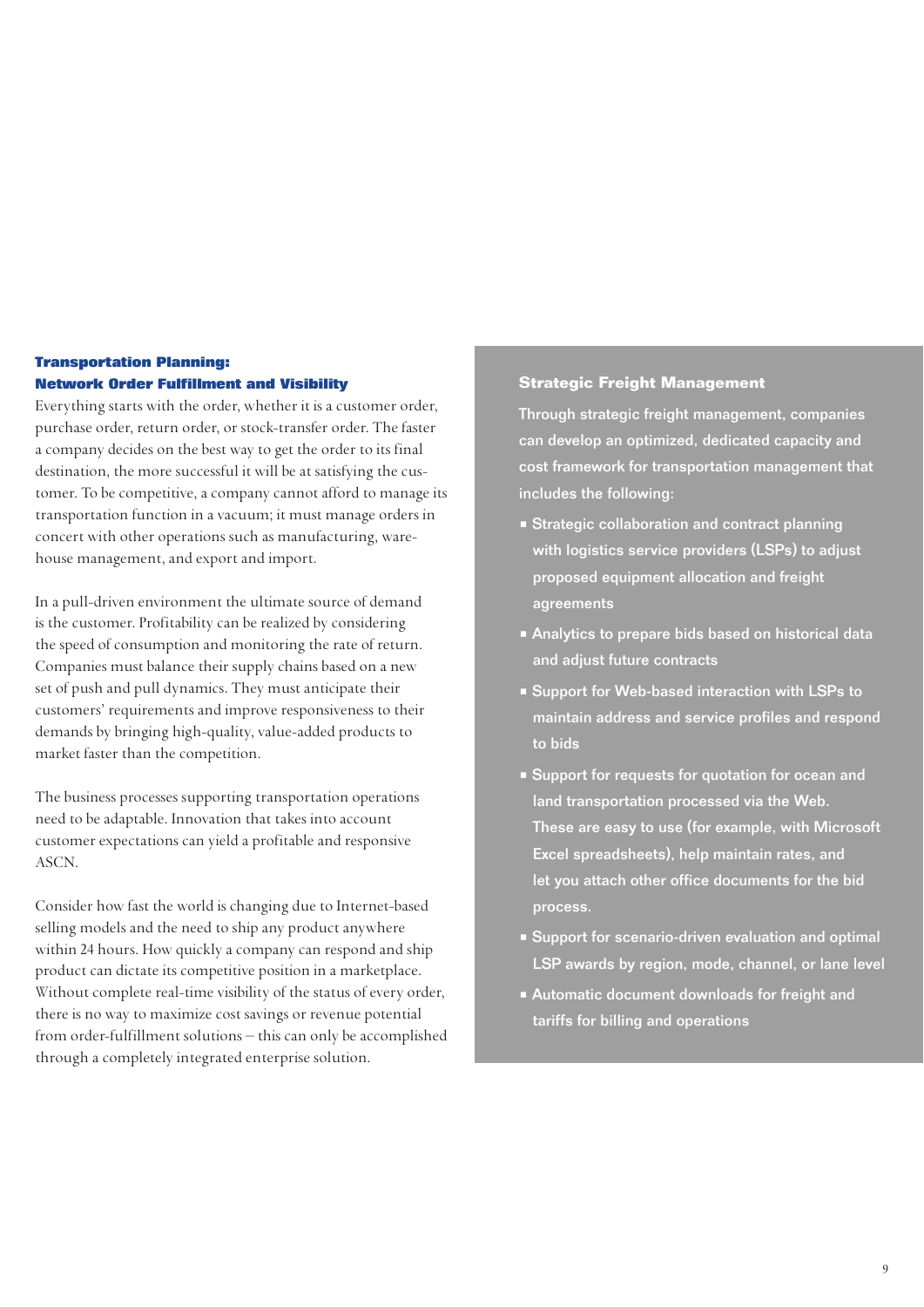## Transportation Planning: Network Order Fulfillment and Visibility

Everything starts with the order, whether it is a customer order, purchase order, return order, or stock-transfer order. The faster a company decides on the best way to get the order to its final destination, the more successful it will be at satisfying the customer. To be competitive, a company cannot afford to manage its transportation function in a vacuum; it must manage orders in concert with other operations such as manufacturing, warehouse management, and export and import.

In a pull-driven environment the ultimate source of demand is the customer. Profitability can be realized by considering the speed of consumption and monitoring the rate of return. Companies must balance their supply chains based on a new set of push and pull dynamics. They must anticipate their customers' requirements and improve responsiveness to their demands by bringing high-quality, value-added products to market faster than the competition.

The business processes supporting transportation operations need to be adaptable. Innovation that takes into account customer expectations can yield a profitable and responsive ASCN.

Consider how fast the world is changing due to Internet-based selling models and the need to ship any product anywhere within 24 hours. How quickly a company can respond and ship product can dictate its competitive position in a marketplace. Without complete real-time visibility of the status of every order, there is no way to maximize cost savings or revenue potential from order-fulfillment solutions – this can only be accomplished through a completely integrated enterprise solution.

### Strategic Freight Management

Through strategic freight management, companies can develop an optimized, dedicated capacity and cost framework for transportation management that includes the following:

- Strategic collaboration and contract planning with logistics service providers (LSPs) to adjust proposed equipment allocation and freight agreements
- Analytics to prepare bids based on historical data and adjust future contracts
- Support for Web-based interaction with LSPs to maintain address and service profiles and respond to bids
- Support for requests for quotation for ocean and land transportation processed via the Web. These are easy to use (for example, with Microsoft Excel spreadsheets), help maintain rates, and let you attach other office documents for the bid process.
- Support for scenario-driven evaluation and optimal LSP awards by region, mode, channel, or lane level
- Automatic document downloads for freight and tariffs for billing and operations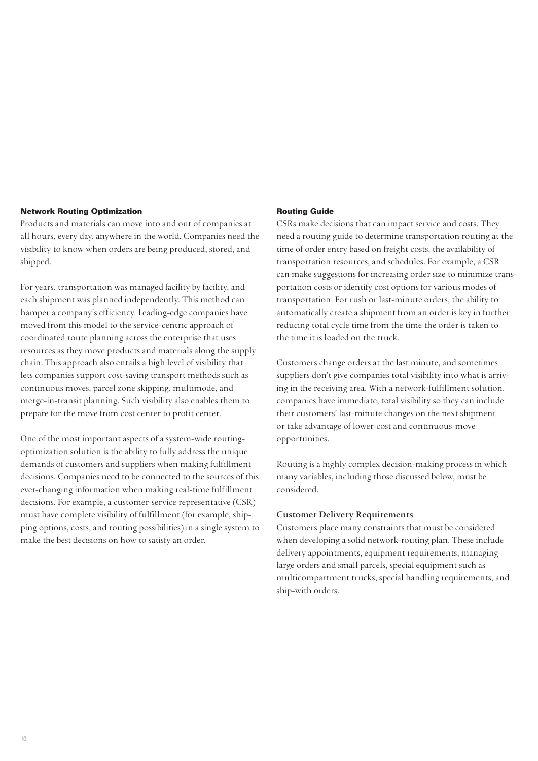### Network Routing Optimization

Products and materials can move into and out of companies at all hours, every day, anywhere in the world. Companies need the visibility to know when orders are being produced, stored, and shipped.

For years, transportation was managed facility by facility, and each shipment was planned independently. This method can hamper a company's efficiency. Leading-edge companies have moved from this model to the service-centric approach of coordinated route planning across the enterprise that uses resources as they move products and materials along the supply chain. This approach also entails a high level of visibility that lets companies support cost-saving transport methods such as continuous moves, parcel zone skipping, multimode, and merge-in-transit planning. Such visibility also enables them to prepare for the move from cost center to profit center.

One of the most important aspects of a system-wide routing-optimization solution is the ability to fully address the unique demands of customers and suppliers when making fulfillment decisions. Companies need to be connected to the sources of this ever-changing information when making real-time fulfillment decisions. For example, a customer-service representative (CSR) must have complete visibility of fulfillment (for example, shipping options, costs, and routing possibilities) in a single system to make the best decisions on how to satisfy an order.

### Routing Guide

CSRs make decisions that can impact service and costs. They need a routing guide to determine transportation routing at the time of order entry based on freight costs, the availability of transportation resources, and schedules. For example, a CSR can make suggestions for increasing order size to minimize transportation costs or identify cost options for various modes of transportation. For rush or last-minute orders, the ability to automatically create a shipment from an order is key in further reducing total cycle time from the time the order is taken to the time it is loaded on the truck.

Customers change orders at the last minute, and sometimes suppliers don't give companies total visibility into what is arriving in the receiving area. With a network-fulfillment solution, companies have immediate, total visibility so they can include their customers' last-minute changes on the next shipment or take advantage of lower-cost and continuous-move opportunities.

Routing is a highly complex decision-making process in which many variables, including those discussed below, must be considered.

#### Customer Delivery Requirements

Customers place many constraints that must be considered when developing a solid network-routing plan. These include delivery appointments, equipment requirements, managing large orders and small parcels, special equipment such as multicompartment trucks, special handling requirements, and ship-with orders.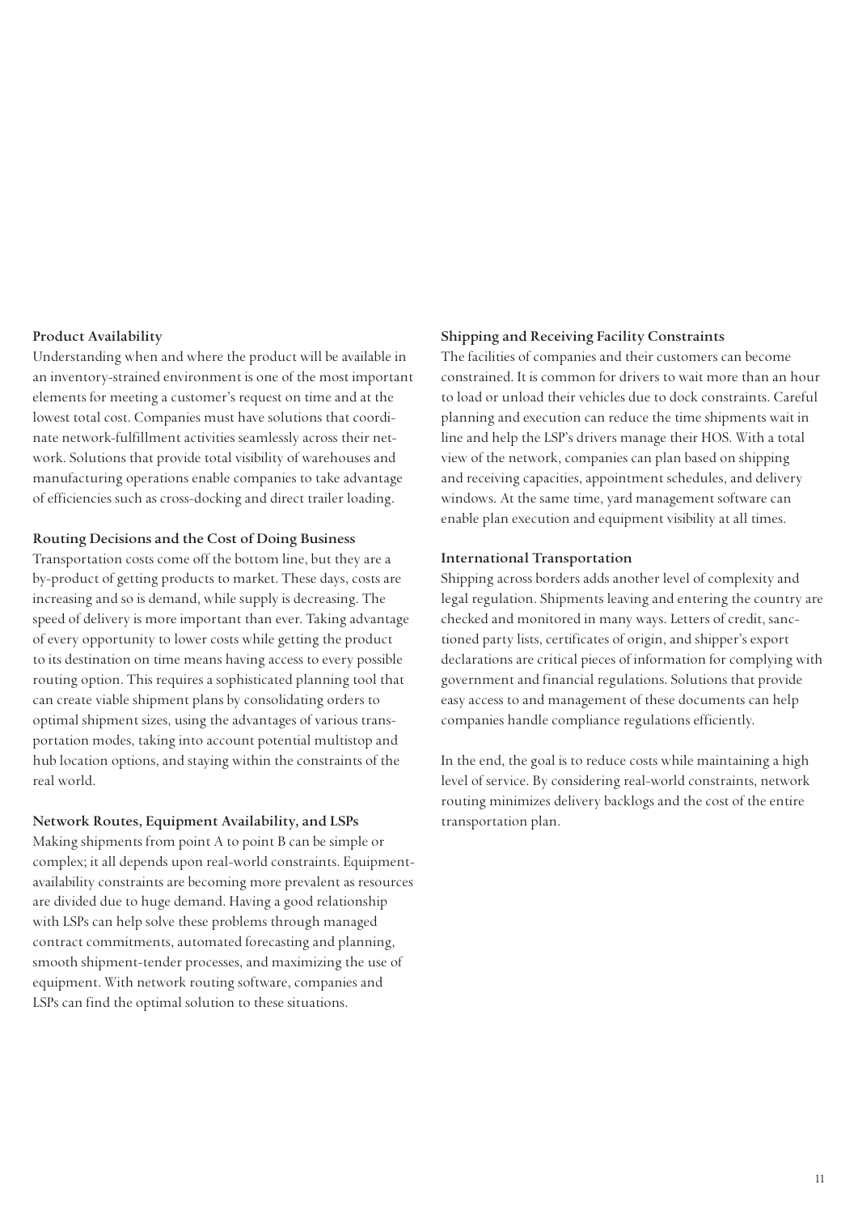### Product Availability

Understanding when and where the product will be available in an inventory-strained environment is one of the most important elements for meeting a customer's request on time and at the lowest total cost. Companies must have solutions that coordinate network-fulfillment activities seamlessly across their network. Solutions that provide total visibility of warehouses and manufacturing operations enable companies to take advantage of efficiencies such as cross-docking and direct trailer loading.

### Routing Decisions and the Cost of Doing Business

Transportation costs come off the bottom line, but they are a by-product of getting products to market. These days, costs are increasing and so is demand, while supply is decreasing. The speed of delivery is more important than ever. Taking advantage of every opportunity to lower costs while getting the product to its destination on time means having access to every possible routing option. This requires a sophisticated planning tool that can create viable shipment plans by consolidating orders to optimal shipment sizes, using the advantages of various transportation modes, taking into account potential multistop and hub location options, and staying within the constraints of the real world.

### Network Routes, Equipment Availability, and LSPs

Making shipments from point A to point B can be simple or complex; it all depends upon real-world constraints. Equipment-availability constraints are becoming more prevalent as resources are divided due to huge demand. Having a good relationship with LSPs can help solve these problems through managed contract commitments, automated forecasting and planning, smooth shipment-tender processes, and maximizing the use of equipment. With network routing software, companies and LSPs can find the optimal solution to these situations.

### Shipping and Receiving Facility Constraints

The facilities of companies and their customers can become constrained. It is common for drivers to wait more than an hour to load or unload their vehicles due to dock constraints. Careful planning and execution can reduce the time shipments wait in line and help the LSP's drivers manage their HOS. With a total view of the network, companies can plan based on shipping and receiving capacities, appointment schedules, and delivery windows. At the same time, yard management software can enable plan execution and equipment visibility at all times.

### International Transportation

Shipping across borders adds another level of complexity and legal regulation. Shipments leaving and entering the country are checked and monitored in many ways. Letters of credit, sanctioned party lists, certificates of origin, and shipper's export declarations are critical pieces of information for complying with government and financial regulations. Solutions that provide easy access to and management of these documents can help companies handle compliance regulations efficiently.

In the end, the goal is to reduce costs while maintaining a high level of service. By considering real-world constraints, network routing minimizes delivery backlogs and the cost of the entire transportation plan.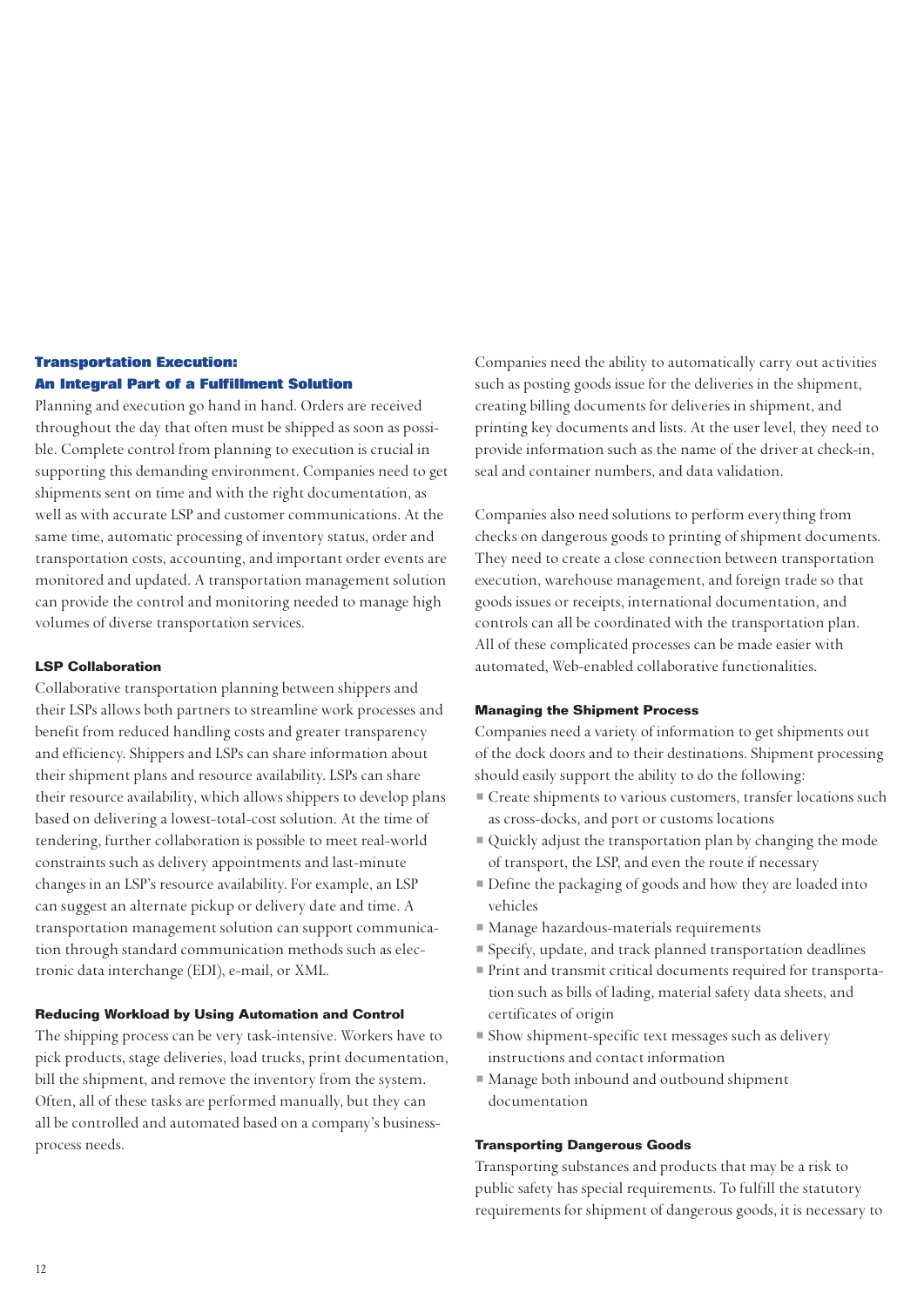## Transportation Execution: An Integral Part of a Fulfillment Solution

Planning and execution go hand in hand. Orders are received throughout the day that often must be shipped as soon as possible. Complete control from planning to execution is crucial in supporting this demanding environment. Companies need to get shipments sent on time and with the right documentation, as well as with accurate LSP and customer communications. At the same time, automatic processing of inventory status, order and transportation costs, accounting, and important order events are monitored and updated. A transportation management solution can provide the control and monitoring needed to manage high volumes of diverse transportation services.

### LSP Collaboration

Collaborative transportation planning between shippers and their LSPs allows both partners to streamline work processes and benefit from reduced handling costs and greater transparency and efficiency. Shippers and LSPs can share information about their shipment plans and resource availability. LSPs can share their resource availability, which allows shippers to develop plans based on delivering a lowest-total-cost solution. At the time of tendering, further collaboration is possible to meet real-world constraints such as delivery appointments and last-minute changes in an LSP's resource availability. For example, an LSP can suggest an alternate pickup or delivery date and time. A transportation management solution can support communication through standard communication methods such as electronic data interchange (EDI), e-mail, or XML.

### Reducing Workload by Using Automation and Control

The shipping process can be very task-intensive. Workers have to pick products, stage deliveries, load trucks, print documentation, bill the shipment, and remove the inventory from the system. Often, all of these tasks are performed manually, but they can all be controlled and automated based on a company's business-process needs.

Companies need the ability to automatically carry out activities such as posting goods issue for the deliveries in the shipment, creating billing documents for deliveries in shipment, and printing key documents and lists. At the user level, they need to provide information such as the name of the driver at check-in, seal and container numbers, and data validation.

Companies also need solutions to perform everything from checks on dangerous goods to printing of shipment documents. They need to create a close connection between transportation execution, warehouse management, and foreign trade so that goods issues or receipts, international documentation, and controls can all be coordinated with the transportation plan. All of these complicated processes can be made easier with automated, Web-enabled collaborative functionalities.

### Managing the Shipment Process

Companies need a variety of information to get shipments out of the dock doors and to their destinations. Shipment processing should easily support the ability to do the following:

- Create shipments to various customers, transfer locations such as cross-docks, and port or customs locations
- Quickly adjust the transportation plan by changing the mode of transport, the LSP, and even the route if necessary
- Define the packaging of goods and how they are loaded into vehicles
- Manage hazardous-materials requirements
- Specify, update, and track planned transportation deadlines
- Print and transmit critical documents required for transportation such as bills of lading, material safety data sheets, and certificates of origin
- Show shipment-specific text messages such as delivery instructions and contact information
- Manage both inbound and outbound shipment documentation

### Transporting Dangerous Goods

Transporting substances and products that may be a risk to public safety has special requirements. To fulfill the statutory requirements for shipment of dangerous goods, it is necessary to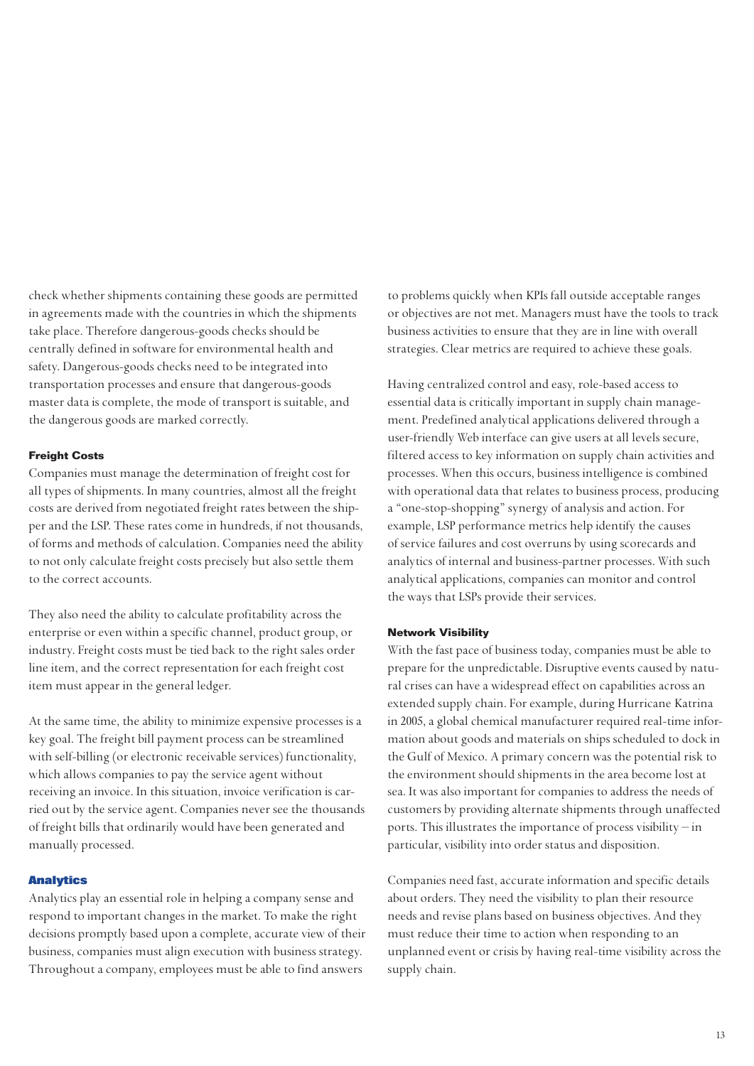check whether shipments containing these goods are permitted in agreements made with the countries in which the shipments take place. Therefore dangerous-goods checks should be centrally defined in software for environmental health and safety. Dangerous-goods checks need to be integrated into transportation processes and ensure that dangerous-goods master data is complete, the mode of transport is suitable, and the dangerous goods are marked correctly.

#### Freight Costs

Companies must manage the determination of freight cost for all types of shipments. In many countries, almost all the freight costs are derived from negotiated freight rates between the shipper and the LSP. These rates come in hundreds, if not thousands, of forms and methods of calculation. Companies need the ability to not only calculate freight costs precisely but also settle them to the correct accounts.

They also need the ability to calculate profitability across the enterprise or even within a specific channel, product group, or industry. Freight costs must be tied back to the right sales order line item, and the correct representation for each freight cost item must appear in the general ledger.

At the same time, the ability to minimize expensive processes is a key goal. The freight bill payment process can be streamlined with self-billing (or electronic receivable services) functionality, which allows companies to pay the service agent without receiving an invoice. In this situation, invoice verification is carried out by the service agent. Companies never see the thousands of freight bills that ordinarily would have been generated and manually processed.

### Analytics

Analytics play an essential role in helping a company sense and respond to important changes in the market. To make the right decisions promptly based upon a complete, accurate view of their business, companies must align execution with business strategy. Throughout a company, employees must be able to find answers to problems quickly when KPIs fall outside acceptable ranges or objectives are not met. Managers must have the tools to track business activities to ensure that they are in line with overall strategies. Clear metrics are required to achieve these goals.

Having centralized control and easy, role-based access to essential data is critically important in supply chain management. Predefined analytical applications delivered through a user-friendly Web interface can give users at all levels secure, filtered access to key information on supply chain activities and processes. When this occurs, business intelligence is combined with operational data that relates to business process, producing a "one-stop-shopping" synergy of analysis and action. For example, LSP performance metrics help identify the causes of service failures and cost overruns by using scorecards and analytics of internal and business-partner processes. With such analytical applications, companies can monitor and control the ways that LSPs provide their services.

#### Network Visibility

With the fast pace of business today, companies must be able to prepare for the unpredictable. Disruptive events caused by natural crises can have a widespread effect on capabilities across an extended supply chain. For example, during Hurricane Katrina in 2005, a global chemical manufacturer required real-time information about goods and materials on ships scheduled to dock in the Gulf of Mexico. A primary concern was the potential risk to the environment should shipments in the area become lost at sea. It was also important for companies to address the needs of customers by providing alternate shipments through unaffected ports. This illustrates the importance of process visibility – in particular, visibility into order status and disposition.

Companies need fast, accurate information and specific details about orders. They need the visibility to plan their resource needs and revise plans based on business objectives. And they must reduce their time to action when responding to an unplanned event or crisis by having real-time visibility across the supply chain.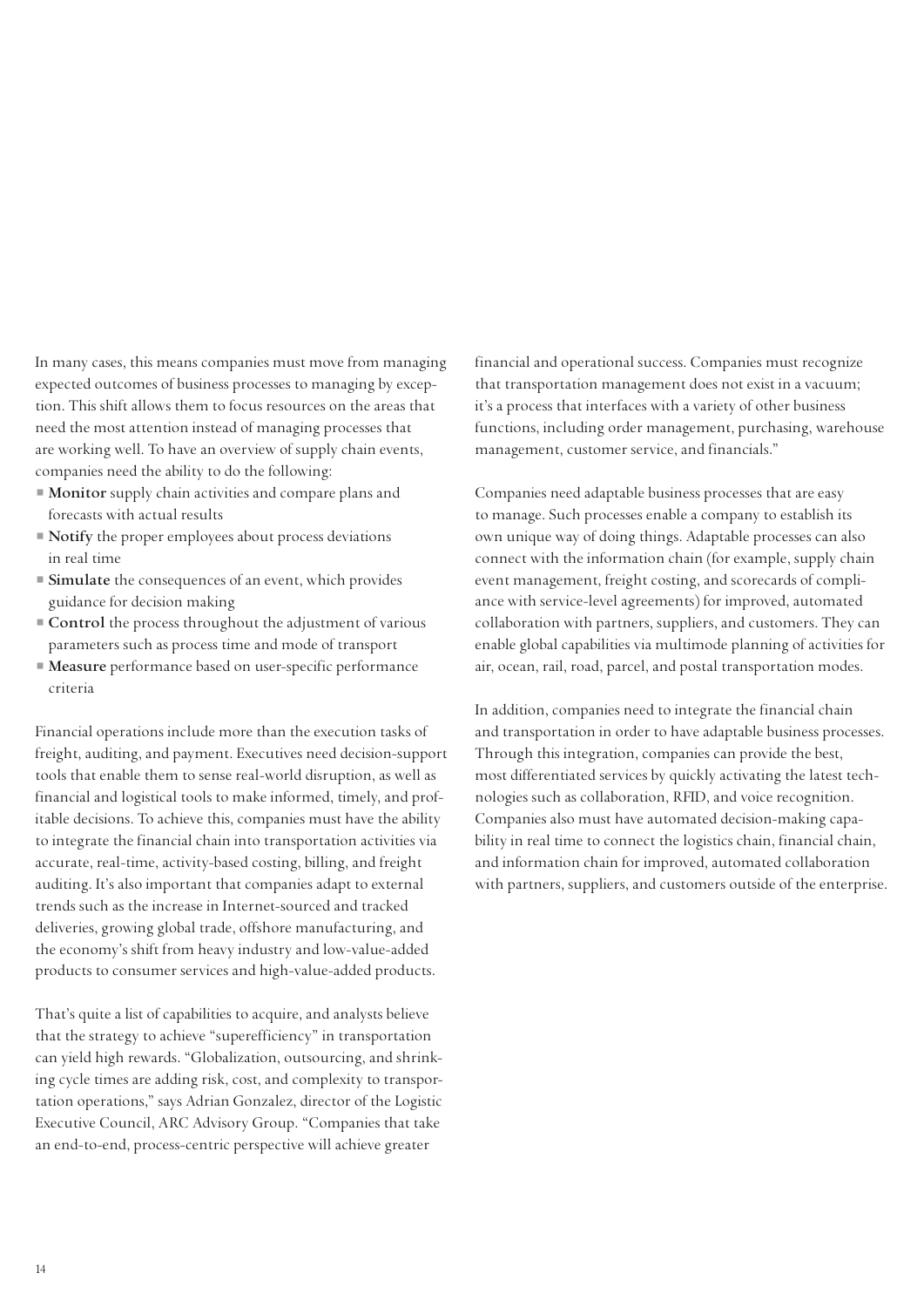In many cases, this means companies must move from managing expected outcomes of business processes to managing by exception. This shift allows them to focus resources on the areas that need the most attention instead of managing processes that are working well. To have an overview of supply chain events, companies need the ability to do the following:

- **Monitor** supply chain activities and compare plans and forecasts with actual results
- **Notify** the proper employees about process deviations in real time
- **Simulate** the consequences of an event, which provides guidance for decision making
- **Control** the process throughout the adjustment of various parameters such as process time and mode of transport
- **Measure** performance based on user-specific performance criteria

Financial operations include more than the execution tasks of freight, auditing, and payment. Executives need decision-support tools that enable them to sense real-world disruption, as well as financial and logistical tools to make informed, timely, and profitable decisions. To achieve this, companies must have the ability to integrate the financial chain into transportation activities via accurate, real-time, activity-based costing, billing, and freight auditing. It's also important that companies adapt to external trends such as the increase in Internet-sourced and tracked deliveries, growing global trade, offshore manufacturing, and the economy's shift from heavy industry and low-value-added products to consumer services and high-value-added products.

That's quite a list of capabilities to acquire, and analysts believe that the strategy to achieve "superefficiency" in transportation can yield high rewards. "Globalization, outsourcing, and shrinking cycle times are adding risk, cost, and complexity to transportation operations," says Adrian Gonzalez, director of the Logistic Executive Council, ARC Advisory Group. "Companies that take an end-to-end, process-centric perspective will achieve greater financial and operational success. Companies must recognize that transportation management does not exist in a vacuum; it's a process that interfaces with a variety of other business functions, including order management, purchasing, warehouse management, customer service, and financials."

Companies need adaptable business processes that are easy to manage. Such processes enable a company to establish its own unique way of doing things. Adaptable processes can also connect with the information chain (for example, supply chain event management, freight costing, and scorecards of compliance with service-level agreements) for improved, automated collaboration with partners, suppliers, and customers. They can enable global capabilities via multimode planning of activities for air, ocean, rail, road, parcel, and postal transportation modes.

In addition, companies need to integrate the financial chain and transportation in order to have adaptable business processes. Through this integration, companies can provide the best, most differentiated services by quickly activating the latest technologies such as collaboration, RFID, and voice recognition. Companies also must have automated decision-making capability in real time to connect the logistics chain, financial chain, and information chain for improved, automated collaboration with partners, suppliers, and customers outside of the enterprise.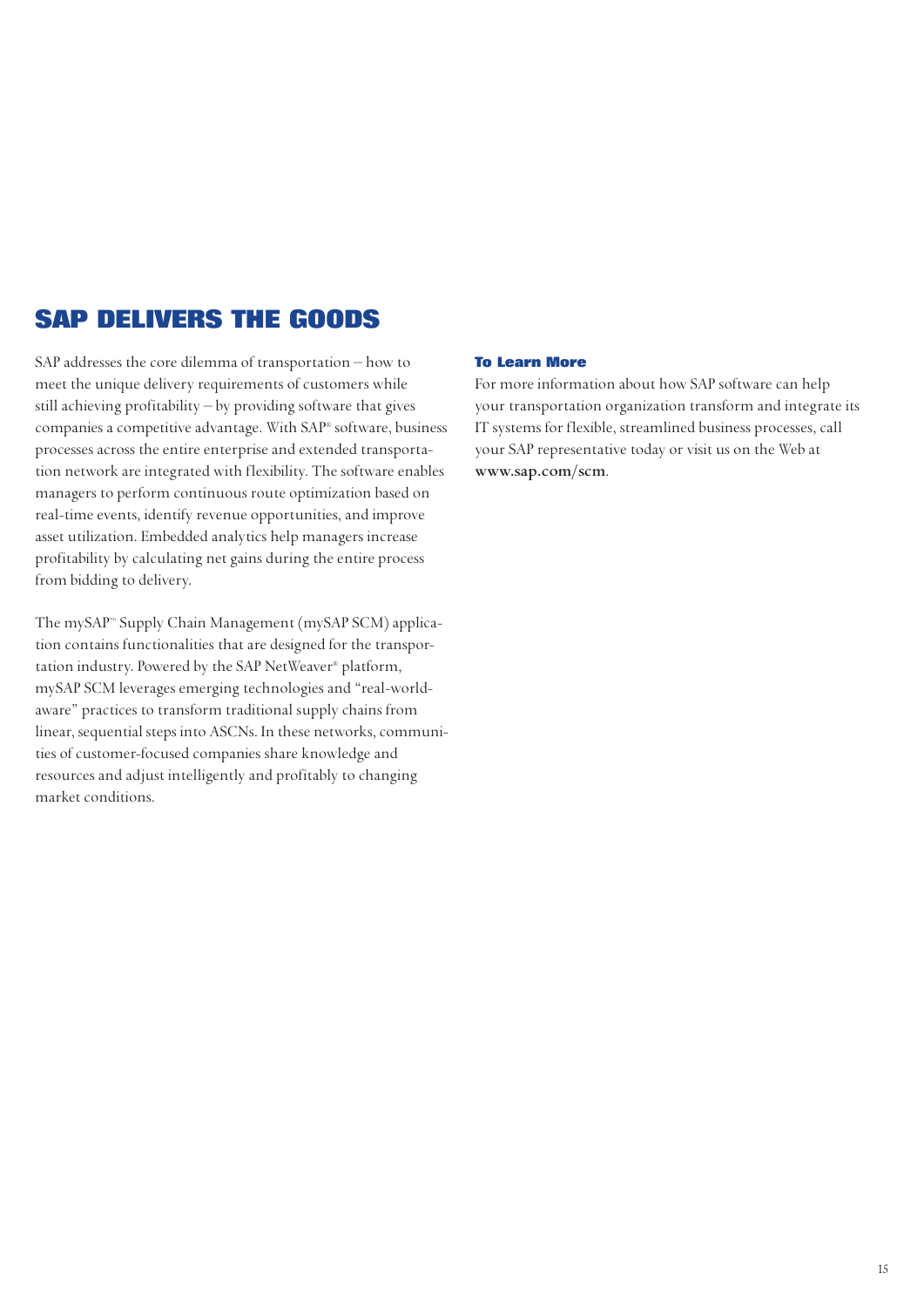# SAP DELIVERS THE GOODS

SAP addresses the core dilemma of transportation – how to meet the unique delivery requirements of customers while still achieving profitability – by providing software that gives companies a competitive advantage. With SAP® software, business processes across the entire enterprise and extended transportation network are integrated with flexibility. The software enables managers to perform continuous route optimization based on real-time events, identify revenue opportunities, and improve asset utilization. Embedded analytics help managers increase profitability by calculating net gains during the entire process from bidding to delivery.

The mySAP™ Supply Chain Management (mySAP SCM) application contains functionalities that are designed for the transportation industry. Powered by the SAP NetWeaver® platform, mySAP SCM leverages emerging technologies and "real-world-aware" practices to transform traditional supply chains from linear, sequential steps into ASCNs. In these networks, communities of customer-focused companies share knowledge and resources and adjust intelligently and profitably to changing market conditions.

### To Learn More

For more information about how SAP software can help your transportation organization transform and integrate its IT systems for flexible, streamlined business processes, call your SAP representative today or visit us on the Web at **www.sap.com/scm**.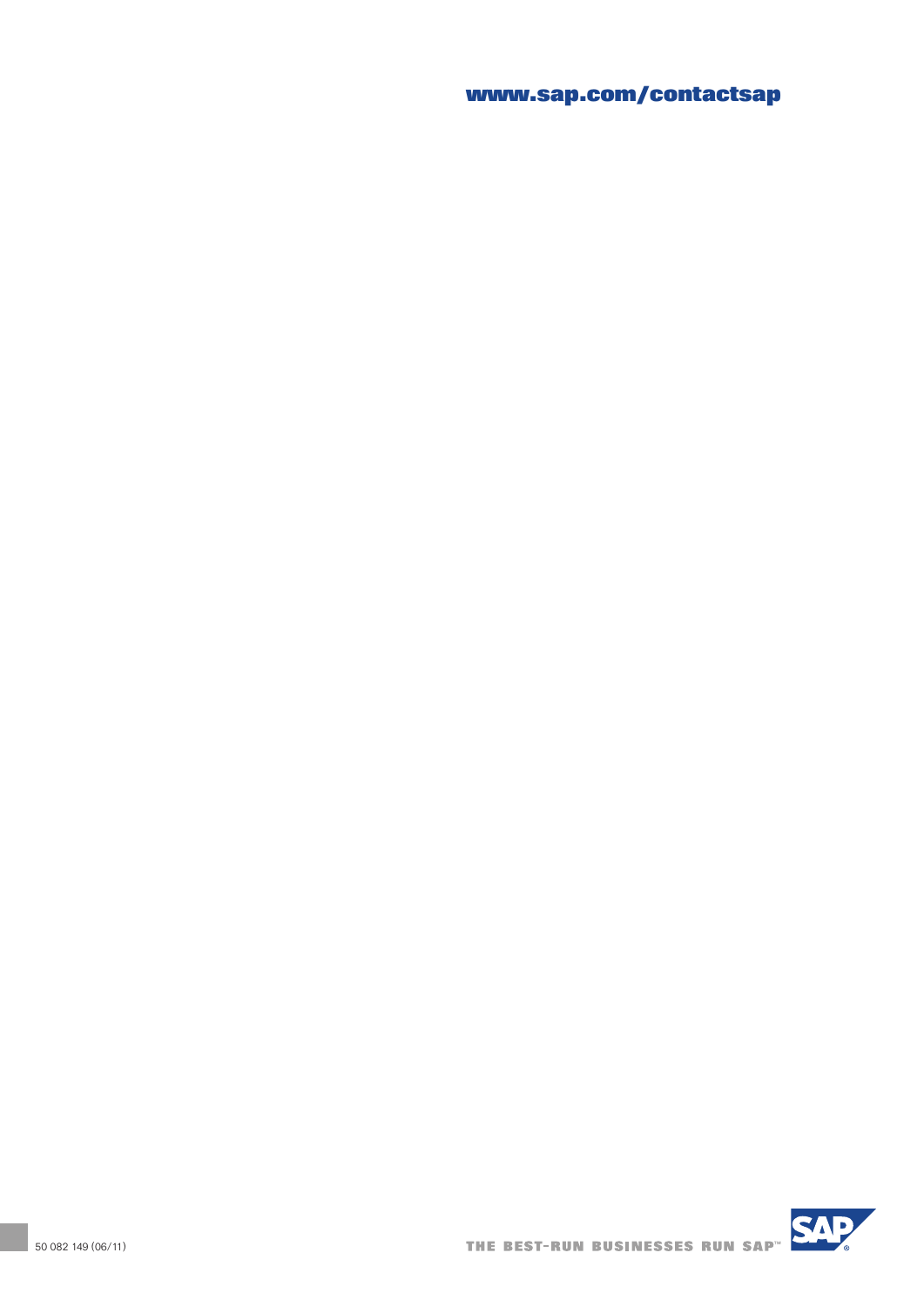**www.sap.com/contactsap**

50 082 149 (06/11)

THE BEST-RUN BUSINESSES RUN SAP™